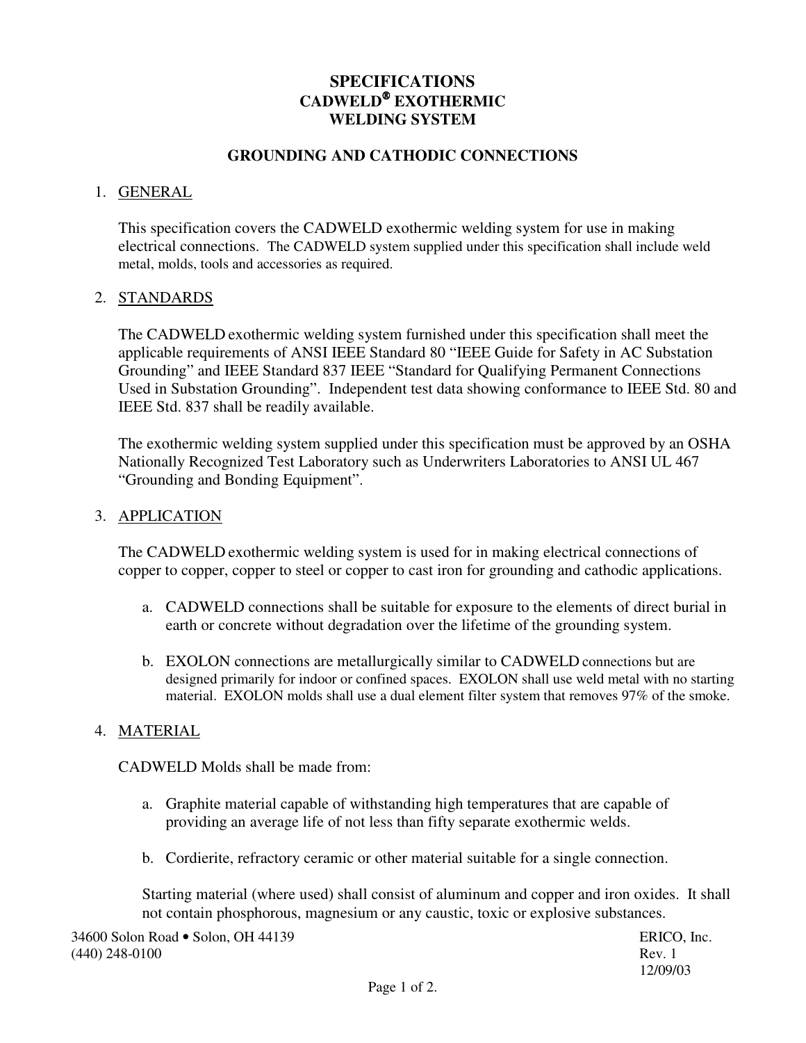# SPECIFICATIONS
# CADWELD® EXOTHERMIC WELDING SYSTEM

## GROUNDING AND CATHODIC CONNECTIONS

1. GENERAL

   This specification covers the CADWELD exothermic welding system for use in making electrical connections. The CADWELD system supplied under this specification shall include weld metal, molds, tools and accessories as required.

2. STANDARDS

   The CADWELD exothermic welding system furnished under this specification shall meet the applicable requirements of ANSI IEEE Standard 80 "IEEE Guide for Safety in AC Substation Grounding" and IEEE Standard 837 IEEE "Standard for Qualifying Permanent Connections Used in Substation Grounding". Independent test data showing conformance to IEEE Std. 80 and IEEE Std. 837 shall be readily available.

   The exothermic welding system supplied under this specification must be approved by an OSHA Nationally Recognized Test Laboratory such as Underwriters Laboratories to ANSI UL 467 "Grounding and Bonding Equipment".

3. APPLICATION

   The CADWELD exothermic welding system is used for in making electrical connections of copper to copper, copper to steel or copper to cast iron for grounding and cathodic applications.

   a. CADWELD connections shall be suitable for exposure to the elements of direct burial in earth or concrete without degradation over the lifetime of the grounding system.

   b. EXOLON connections are metallurgically similar to CADWELD connections but are designed primarily for indoor or confined spaces. EXOLON shall use weld metal with no starting material. EXOLON molds shall use a dual element filter system that removes 97% of the smoke.

4. MATERIAL

   CADWELD Molds shall be made from:

   a. Graphite material capable of withstanding high temperatures that are capable of providing an average life of not less than fifty separate exothermic welds.

   b. Cordierite, refractory ceramic or other material suitable for a single connection.

   Starting material (where used) shall consist of aluminum and copper and iron oxides. It shall not contain phosphorous, magnesium or any caustic, toxic or explosive substances.

34600 Solon Road • Solon, OH 44139
(440) 248-0100

ERICO, Inc.
Rev. 1
12/09/03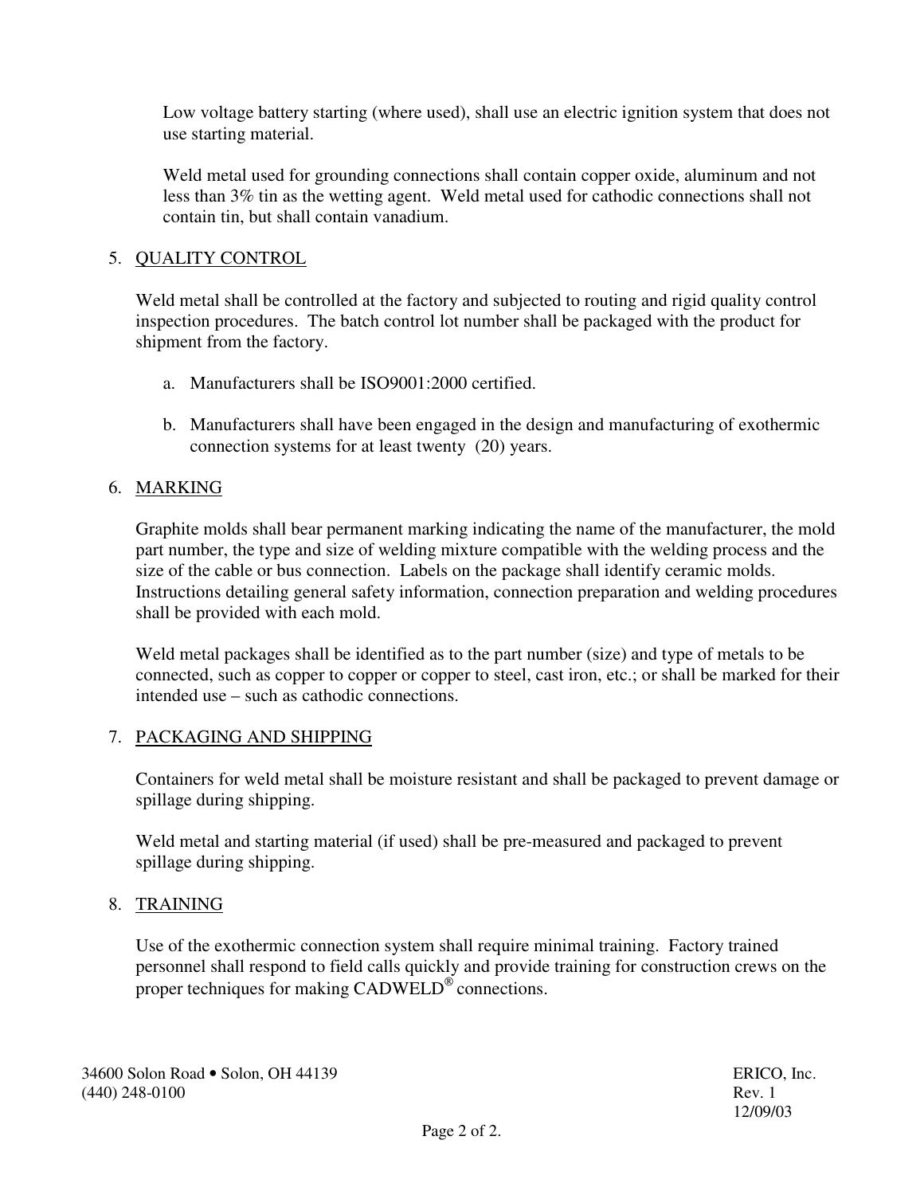Low voltage battery starting (where used), shall use an electric ignition system that does not use starting material.

Weld metal used for grounding connections shall contain copper oxide, aluminum and not less than 3% tin as the wetting agent. Weld metal used for cathodic connections shall not contain tin, but shall contain vanadium.

5. QUALITY CONTROL

Weld metal shall be controlled at the factory and subjected to routing and rigid quality control inspection procedures. The batch control lot number shall be packaged with the product for shipment from the factory.

   a. Manufacturers shall be ISO9001:2000 certified.

   b. Manufacturers shall have been engaged in the design and manufacturing of exothermic connection systems for at least twenty (20) years.

6. MARKING

Graphite molds shall bear permanent marking indicating the name of the manufacturer, the mold part number, the type and size of welding mixture compatible with the welding process and the size of the cable or bus connection. Labels on the package shall identify ceramic molds. Instructions detailing general safety information, connection preparation and welding procedures shall be provided with each mold.

Weld metal packages shall be identified as to the part number (size) and type of metals to be connected, such as copper to copper or copper to steel, cast iron, etc.; or shall be marked for their intended use – such as cathodic connections.

7. PACKAGING AND SHIPPING

Containers for weld metal shall be moisture resistant and shall be packaged to prevent damage or spillage during shipping.

Weld metal and starting material (if used) shall be pre-measured and packaged to prevent spillage during shipping.

8. TRAINING

Use of the exothermic connection system shall require minimal training. Factory trained personnel shall respond to field calls quickly and provide training for construction crews on the proper techniques for making CADWELD® connections.

34600 Solon Road • Solon, OH 44139
(440) 248-0100

ERICO, Inc.
Rev. 1
12/09/03